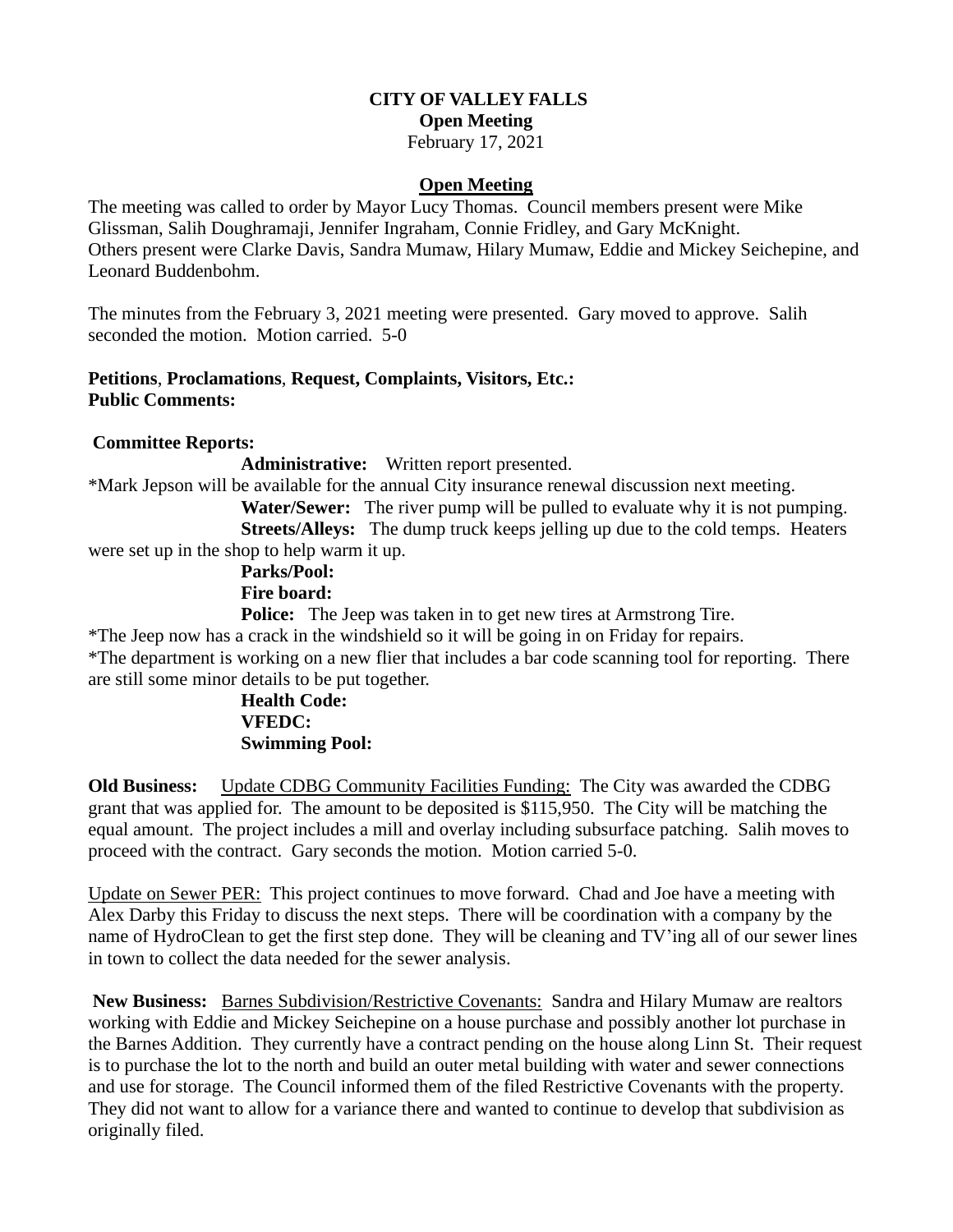**CITY OF VALLEY FALLS**
**Open Meeting**
February 17, 2021

## Open Meeting

The meeting was called to order by Mayor Lucy Thomas. Council members present were Mike Glissman, Salih Doughramaji, Jennifer Ingraham, Connie Fridley, and Gary McKnight.
Others present were Clarke Davis, Sandra Mumaw, Hilary Mumaw, Eddie and Mickey Seichepine, and Leonard Buddenbohm.

The minutes from the February 3, 2021 meeting were presented. Gary moved to approve. Salih seconded the motion. Motion carried. 5-0

**Petitions**, **Proclamations**, **Request, Complaints, Visitors, Etc.:**
**Public Comments:**

**Committee Reports:**

**Administrative:** Written report presented.
*Mark Jepson will be available for the annual City insurance renewal discussion next meeting.

**Water/Sewer:** The river pump will be pulled to evaluate why it is not pumping.

**Streets/Alleys:** The dump truck keeps jelling up due to the cold temps. Heaters were set up in the shop to help warm it up.

**Parks/Pool:**

**Fire board:**

**Police:** The Jeep was taken in to get new tires at Armstrong Tire.
*The Jeep now has a crack in the windshield so it will be going in on Friday for repairs.
*The department is working on a new flier that includes a bar code scanning tool for reporting. There are still some minor details to be put together.

**Health Code:**

**VFEDC:**

**Swimming Pool:**

**Old Business:** Update CDBG Community Facilities Funding: The City was awarded the CDBG grant that was applied for. The amount to be deposited is $115,950. The City will be matching the equal amount. The project includes a mill and overlay including subsurface patching. Salih moves to proceed with the contract. Gary seconds the motion. Motion carried 5-0.

Update on Sewer PER: This project continues to move forward. Chad and Joe have a meeting with Alex Darby this Friday to discuss the next steps. There will be coordination with a company by the name of HydroClean to get the first step done. They will be cleaning and TV'ing all of our sewer lines in town to collect the data needed for the sewer analysis.

**New Business:** Barnes Subdivision/Restrictive Covenants: Sandra and Hilary Mumaw are realtors working with Eddie and Mickey Seichepine on a house purchase and possibly another lot purchase in the Barnes Addition. They currently have a contract pending on the house along Linn St. Their request is to purchase the lot to the north and build an outer metal building with water and sewer connections and use for storage. The Council informed them of the filed Restrictive Covenants with the property. They did not want to allow for a variance there and wanted to continue to develop that subdivision as originally filed.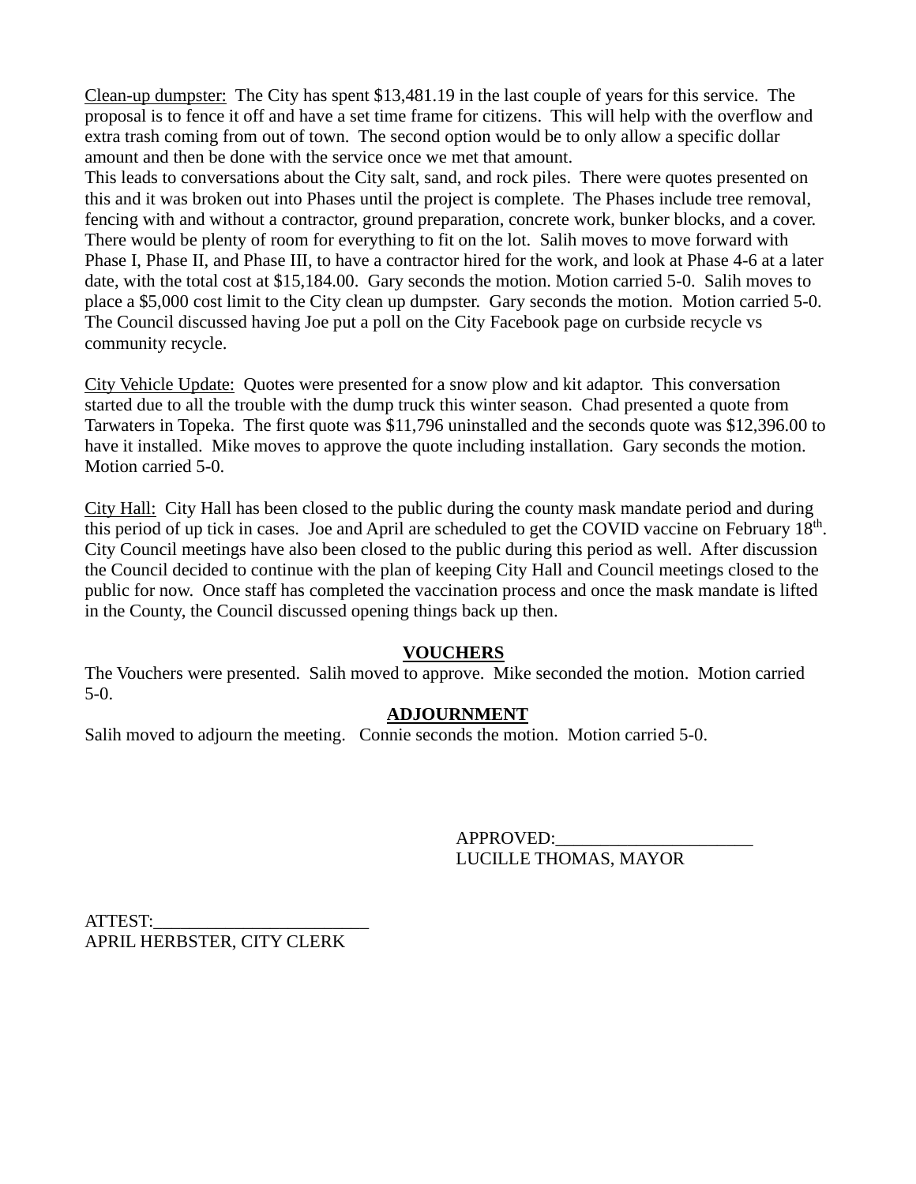Clean-up dumpster: The City has spent $13,481.19 in the last couple of years for this service. The proposal is to fence it off and have a set time frame for citizens. This will help with the overflow and extra trash coming from out of town. The second option would be to only allow a specific dollar amount and then be done with the service once we met that amount.
This leads to conversations about the City salt, sand, and rock piles. There were quotes presented on this and it was broken out into Phases until the project is complete. The Phases include tree removal, fencing with and without a contractor, ground preparation, concrete work, bunker blocks, and a cover. There would be plenty of room for everything to fit on the lot. Salih moves to move forward with Phase I, Phase II, and Phase III, to have a contractor hired for the work, and look at Phase 4-6 at a later date, with the total cost at $15,184.00. Gary seconds the motion. Motion carried 5-0. Salih moves to place a $5,000 cost limit to the City clean up dumpster. Gary seconds the motion. Motion carried 5-0. The Council discussed having Joe put a poll on the City Facebook page on curbside recycle vs community recycle.

City Vehicle Update: Quotes were presented for a snow plow and kit adaptor. This conversation started due to all the trouble with the dump truck this winter season. Chad presented a quote from Tarwaters in Topeka. The first quote was $11,796 uninstalled and the seconds quote was $12,396.00 to have it installed. Mike moves to approve the quote including installation. Gary seconds the motion. Motion carried 5-0.

City Hall: City Hall has been closed to the public during the county mask mandate period and during this period of up tick in cases. Joe and April are scheduled to get the COVID vaccine on February 18th. City Council meetings have also been closed to the public during this period as well. After discussion the Council decided to continue with the plan of keeping City Hall and Council meetings closed to the public for now. Once staff has completed the vaccination process and once the mask mandate is lifted in the County, the Council discussed opening things back up then.

**VOUCHERS**

The Vouchers were presented. Salih moved to approve. Mike seconded the motion. Motion carried 5-0.

**ADJOURNMENT**

Salih moved to adjourn the meeting. Connie seconds the motion. Motion carried 5-0.

APPROVED:______________________
LUCILLE THOMAS, MAYOR

ATTEST:________________________
APRIL HERBSTER, CITY CLERK